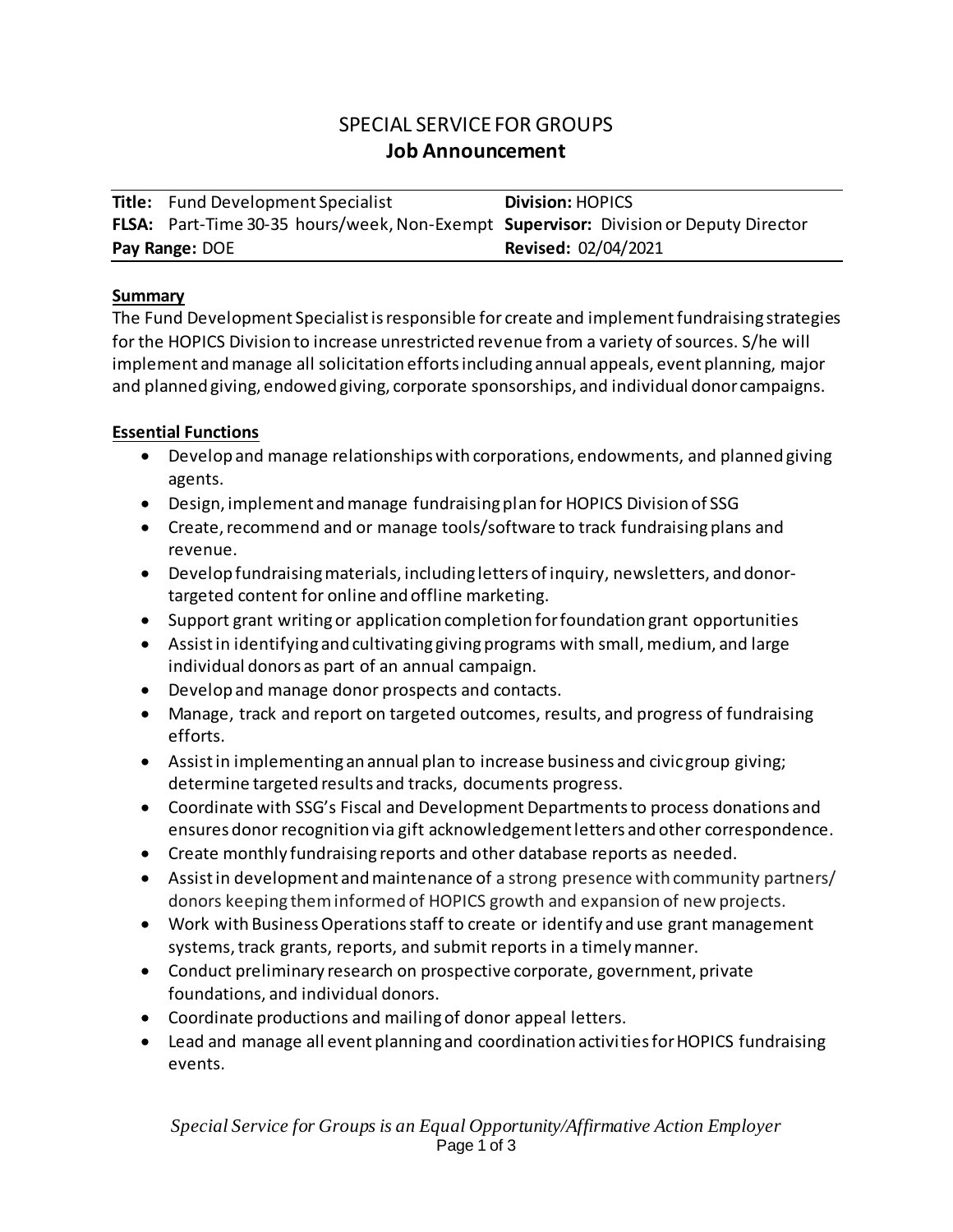# SPECIAL SERVICE FOR GROUPS

## Job Announcement

| | |
|---|---|
| **Title:** Fund Development Specialist | **Division:** HOPICS |
| **FLSA:** Part-Time 30-35 hours/week, Non-Exempt | **Supervisor:** Division or Deputy Director |
| **Pay Range:** DOE | **Revised:** 02/04/2021 |

### Summary

The Fund Development Specialist is responsible for create and implement fundraising strategies for the HOPICS Division to increase unrestricted revenue from a variety of sources. S/he will implement and manage all solicitation efforts including annual appeals, event planning, major and planned giving, endowed giving, corporate sponsorships, and individual donor campaigns.

### Essential Functions

- Develop and manage relationships with corporations, endowments, and planned giving agents.
- Design, implement and manage fundraising plan for HOPICS Division of SSG
- Create, recommend and or manage tools/software to track fundraising plans and revenue.
- Develop fundraising materials, including letters of inquiry, newsletters, and donor-targeted content for online and offline marketing.
- Support grant writing or application completion for foundation grant opportunities
- Assist in identifying and cultivating giving programs with small, medium, and large individual donors as part of an annual campaign.
- Develop and manage donor prospects and contacts.
- Manage, track and report on targeted outcomes, results, and progress of fundraising efforts.
- Assist in implementing an annual plan to increase business and civic group giving; determine targeted results and tracks, documents progress.
- Coordinate with SSG's Fiscal and Development Departments to process donations and ensures donor recognition via gift acknowledgement letters and other correspondence.
- Create monthly fundraising reports and other database reports as needed.
- Assist in development and maintenance of a strong presence with community partners/ donors keeping them informed of HOPICS growth and expansion of new projects.
- Work with Business Operations staff to create or identify and use grant management systems, track grants, reports, and submit reports in a timely manner.
- Conduct preliminary research on prospective corporate, government, private foundations, and individual donors.
- Coordinate productions and mailing of donor appeal letters.
- Lead and manage all event planning and coordination activities for HOPICS fundraising events.

*Special Service for Groups is an Equal Opportunity/Affirmative Action Employer*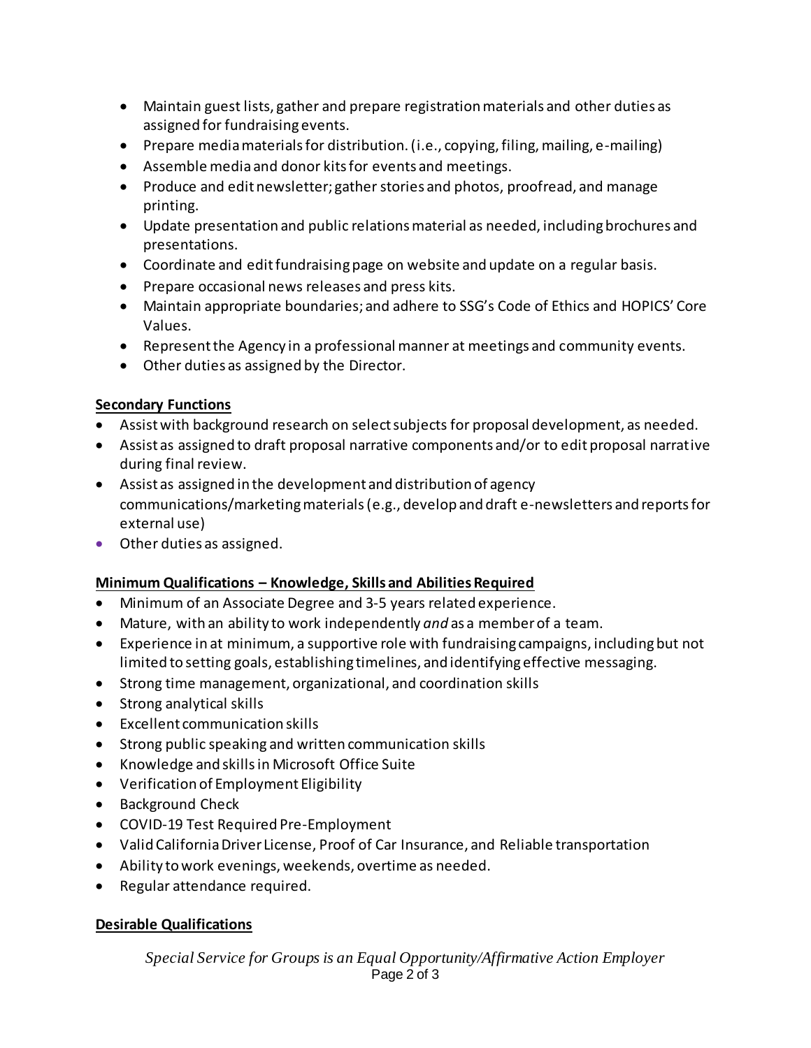- Maintain guest lists, gather and prepare registration materials and other duties as assigned for fundraising events.
- Prepare media materials for distribution. (i.e., copying, filing, mailing, e-mailing)
- Assemble media and donor kits for events and meetings.
- Produce and edit newsletter; gather stories and photos, proofread, and manage printing.
- Update presentation and public relations material as needed, including brochures and presentations.
- Coordinate and edit fundraising page on website and update on a regular basis.
- Prepare occasional news releases and press kits.
- Maintain appropriate boundaries; and adhere to SSG's Code of Ethics and HOPICS' Core Values.
- Represent the Agency in a professional manner at meetings and community events.
- Other duties as assigned by the Director.

**Secondary Functions**

- Assist with background research on select subjects for proposal development, as needed.
- Assist as assigned to draft proposal narrative components and/or to edit proposal narrative during final review.
- Assist as assigned in the development and distribution of agency communications/marketing materials (e.g., develop and draft e-newsletters and reports for external use)
- Other duties as assigned.

**Minimum Qualifications – Knowledge, Skills and Abilities Required**

- Minimum of an Associate Degree and 3-5 years related experience.
- Mature, with an ability to work independently *and* as a member of a team.
- Experience in at minimum, a supportive role with fundraising campaigns, including but not limited to setting goals, establishing timelines, and identifying effective messaging.
- Strong time management, organizational, and coordination skills
- Strong analytical skills
- Excellent communication skills
- Strong public speaking and written communication skills
- Knowledge and skills in Microsoft Office Suite
- Verification of Employment Eligibility
- Background Check
- COVID-19 Test Required Pre-Employment
- Valid California Driver License, Proof of Car Insurance, and Reliable transportation
- Ability to work evenings, weekends, overtime as needed.
- Regular attendance required.

**Desirable Qualifications**

*Special Service for Groups is an Equal Opportunity/Affirmative Action Employer*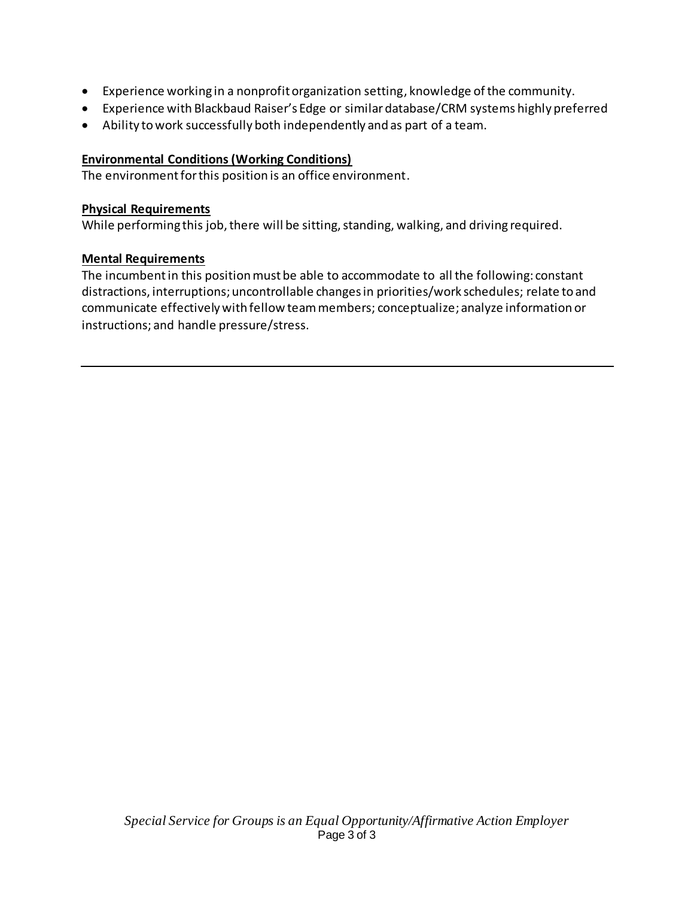- Experience working in a nonprofit organization setting, knowledge of the community.
- Experience with Blackbaud Raiser's Edge or similar database/CRM systems highly preferred
- Ability to work successfully both independently and as part of a team.

**Environmental Conditions (Working Conditions)**

The environment for this position is an office environment.

**Physical Requirements**

While performing this job, there will be sitting, standing, walking, and driving required.

**Mental Requirements**

The incumbent in this position must be able to accommodate to all the following: constant distractions, interruptions; uncontrollable changes in priorities/work schedules; relate to and communicate effectively with fellow team members; conceptualize; analyze information or instructions; and handle pressure/stress.

---

*Special Service for Groups is an Equal Opportunity/Affirmative Action Employer*